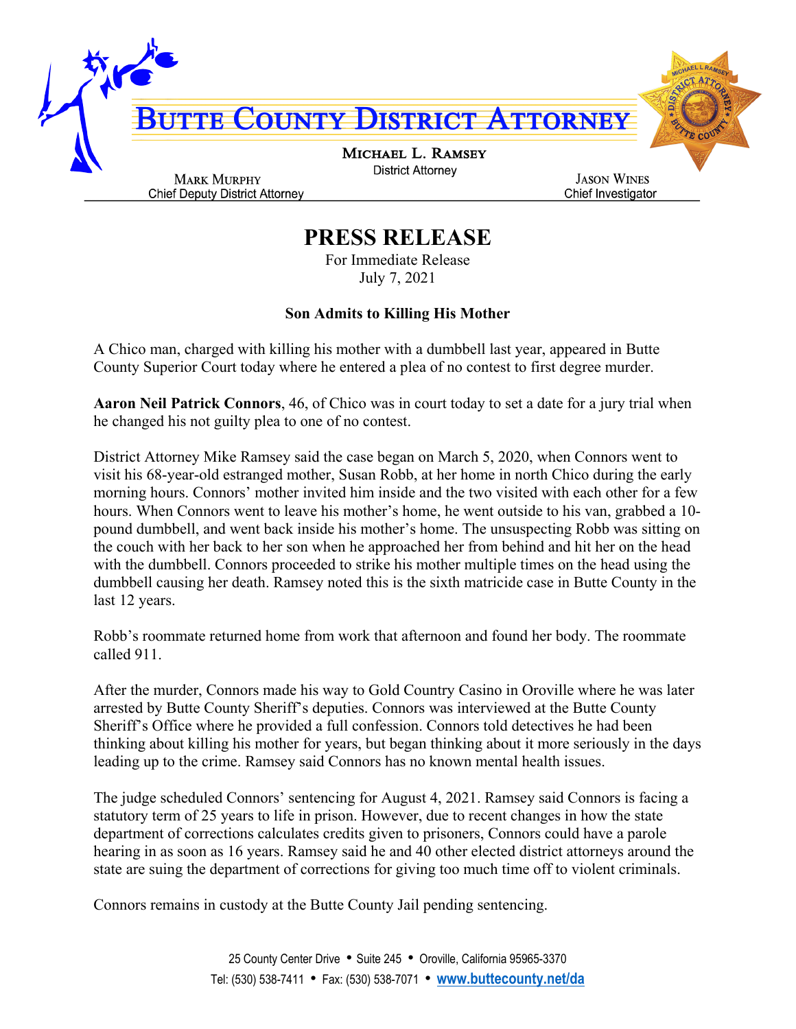# BUTTE COUNTY DISTRICT ATTORNEY

**MICHAEL L. RAMSEY**
District Attorney

**MARK MURPHY**
Chief Deputy District Attorney

**JASON WINES**
Chief Investigator

## PRESS RELEASE

For Immediate Release
July 7, 2021

### Son Admits to Killing His Mother

A Chico man, charged with killing his mother with a dumbbell last year, appeared in Butte County Superior Court today where he entered a plea of no contest to first degree murder.

**Aaron Neil Patrick Connors**, 46, of Chico was in court today to set a date for a jury trial when he changed his not guilty plea to one of no contest.

District Attorney Mike Ramsey said the case began on March 5, 2020, when Connors went to visit his 68-year-old estranged mother, Susan Robb, at her home in north Chico during the early morning hours. Connors' mother invited him inside and the two visited with each other for a few hours. When Connors went to leave his mother's home, he went outside to his van, grabbed a 10-pound dumbbell, and went back inside his mother's home. The unsuspecting Robb was sitting on the couch with her back to her son when he approached her from behind and hit her on the head with the dumbbell. Connors proceeded to strike his mother multiple times on the head using the dumbbell causing her death. Ramsey noted this is the sixth matricide case in Butte County in the last 12 years.

Robb's roommate returned home from work that afternoon and found her body. The roommate called 911.

After the murder, Connors made his way to Gold Country Casino in Oroville where he was later arrested by Butte County Sheriff's deputies. Connors was interviewed at the Butte County Sheriff's Office where he provided a full confession. Connors told detectives he had been thinking about killing his mother for years, but began thinking about it more seriously in the days leading up to the crime. Ramsey said Connors has no known mental health issues.

The judge scheduled Connors' sentencing for August 4, 2021. Ramsey said Connors is facing a statutory term of 25 years to life in prison. However, due to recent changes in how the state department of corrections calculates credits given to prisoners, Connors could have a parole hearing in as soon as 16 years. Ramsey said he and 40 other elected district attorneys around the state are suing the department of corrections for giving too much time off to violent criminals.

Connors remains in custody at the Butte County Jail pending sentencing.

25 County Center Drive • Suite 245 • Oroville, California 95965-3370
Tel: (530) 538-7411 • Fax: (530) 538-7071 • www.buttecounty.net/da